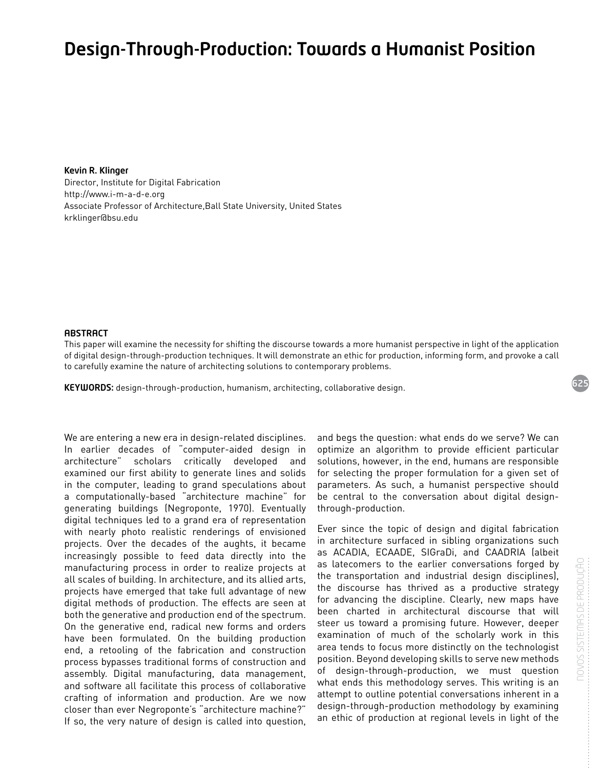# Design-Through-Production: Towards a Humanist Position

**Kevin R. Klinger**
Director, Institute for Digital Fabrication
http://www.i-m-a-d-e.org
Associate Professor of Architecture,Ball State University, United States
krklinger@bsu.edu

## ABSTRACT

This paper will examine the necessity for shifting the discourse towards a more humanist perspective in light of the application of digital design-through-production techniques. It will demonstrate an ethic for production, informing form, and provoke a call to carefully examine the nature of architecting solutions to contemporary problems.

**KEYWORDS:** design-through-production, humanism, architecting, collaborative design.

We are entering a new era in design-related disciplines. In earlier decades of "computer-aided design in architecture" scholars critically developed and examined our first ability to generate lines and solids in the computer, leading to grand speculations about a computationally-based "architecture machine" for generating buildings (Negroponte, 1970). Eventually digital techniques led to a grand era of representation with nearly photo realistic renderings of envisioned projects. Over the decades of the aughts, it became increasingly possible to feed data directly into the manufacturing process in order to realize projects at all scales of building. In architecture, and its allied arts, projects have emerged that take full advantage of new digital methods of production. The effects are seen at both the generative and production end of the spectrum. On the generative end, radical new forms and orders have been formulated. On the building production end, a retooling of the fabrication and construction process bypasses traditional forms of construction and assembly. Digital manufacturing, data management, and software all facilitate this process of collaborative crafting of information and production. Are we now closer than ever Negroponte's "architecture machine?" If so, the very nature of design is called into question, and begs the question: what ends do we serve? We can optimize an algorithm to provide efficient particular solutions, however, in the end, humans are responsible for selecting the proper formulation for a given set of parameters. As such, a humanist perspective should be central to the conversation about digital design-through-production.

Ever since the topic of design and digital fabrication in architecture surfaced in sibling organizations such as ACADIA, ECAADE, SIGraDi, and CAADRIA (albeit as latecomers to the earlier conversations forged by the transportation and industrial design disciplines), the discourse has thrived as a productive strategy for advancing the discipline. Clearly, new maps have been charted in architectural discourse that will steer us toward a promising future. However, deeper examination of much of the scholarly work in this area tends to focus more distinctly on the technologist position. Beyond developing skills to serve new methods of design-through-production, we must question what ends this methodology serves. This writing is an attempt to outline potential conversations inherent in a design-through-production methodology by examining an ethic of production at regional levels in light of the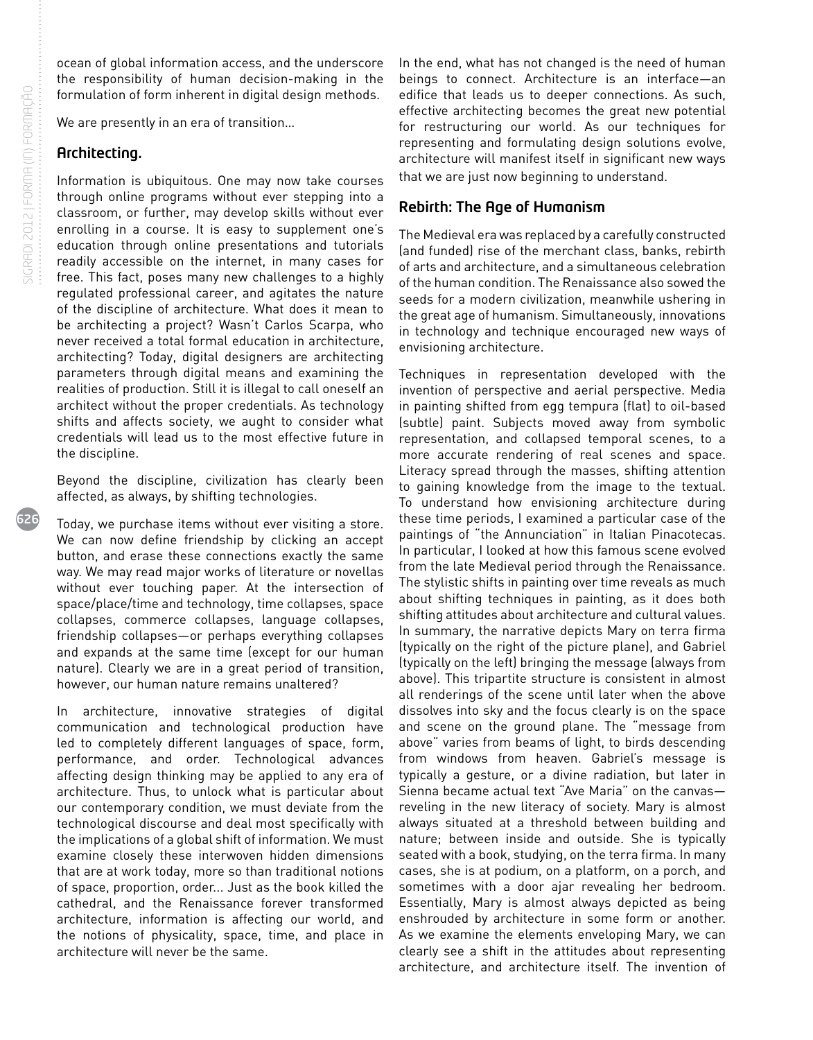ocean of global information access, and the underscore the responsibility of human decision-making in the formulation of form inherent in digital design methods.

We are presently in an era of transition...

## Architecting.

Information is ubiquitous. One may now take courses through online programs without ever stepping into a classroom, or further, may develop skills without ever enrolling in a course. It is easy to supplement one's education through online presentations and tutorials readily accessible on the internet, in many cases for free. This fact, poses many new challenges to a highly regulated professional career, and agitates the nature of the discipline of architecture. What does it mean to be architecting a project? Wasn't Carlos Scarpa, who never received a total formal education in architecture, architecting? Today, digital designers are architecting parameters through digital means and examining the realities of production. Still it is illegal to call oneself an architect without the proper credentials. As technology shifts and affects society, we aught to consider what credentials will lead us to the most effective future in the discipline.

Beyond the discipline, civilization has clearly been affected, as always, by shifting technologies.

Today, we purchase items without ever visiting a store. We can now define friendship by clicking an accept button, and erase these connections exactly the same way. We may read major works of literature or novellas without ever touching paper. At the intersection of space/place/time and technology, time collapses, space collapses, commerce collapses, language collapses, friendship collapses—or perhaps everything collapses and expands at the same time (except for our human nature). Clearly we are in a great period of transition, however, our human nature remains unaltered?

In architecture, innovative strategies of digital communication and technological production have led to completely different languages of space, form, performance, and order. Technological advances affecting design thinking may be applied to any era of architecture. Thus, to unlock what is particular about our contemporary condition, we must deviate from the technological discourse and deal most specifically with the implications of a global shift of information. We must examine closely these interwoven hidden dimensions that are at work today, more so than traditional notions of space, proportion, order... Just as the book killed the cathedral, and the Renaissance forever transformed architecture, information is affecting our world, and the notions of physicality, space, time, and place in architecture will never be the same.

In the end, what has not changed is the need of human beings to connect. Architecture is an interface—an edifice that leads us to deeper connections. As such, effective architecting becomes the great new potential for restructuring our world. As our techniques for representing and formulating design solutions evolve, architecture will manifest itself in significant new ways that we are just now beginning to understand.

## Rebirth: The Age of Humanism

The Medieval era was replaced by a carefully constructed (and funded) rise of the merchant class, banks, rebirth of arts and architecture, and a simultaneous celebration of the human condition. The Renaissance also sowed the seeds for a modern civilization, meanwhile ushering in the great age of humanism. Simultaneously, innovations in technology and technique encouraged new ways of envisioning architecture.

Techniques in representation developed with the invention of perspective and aerial perspective. Media in painting shifted from egg tempura (flat) to oil-based (subtle) paint. Subjects moved away from symbolic representation, and collapsed temporal scenes, to a more accurate rendering of real scenes and space. Literacy spread through the masses, shifting attention to gaining knowledge from the image to the textual. To understand how envisioning architecture during these time periods, I examined a particular case of the paintings of "the Annunciation" in Italian Pinacotecas. In particular, I looked at how this famous scene evolved from the late Medieval period through the Renaissance. The stylistic shifts in painting over time reveals as much about shifting techniques in painting, as it does both shifting attitudes about architecture and cultural values. In summary, the narrative depicts Mary on terra firma (typically on the right of the picture plane), and Gabriel (typically on the left) bringing the message (always from above). This tripartite structure is consistent in almost all renderings of the scene until later when the above dissolves into sky and the focus clearly is on the space and scene on the ground plane. The "message from above" varies from beams of light, to birds descending from windows from heaven. Gabriel's message is typically a gesture, or a divine radiation, but later in Sienna became actual text "Ave Maria" on the canvas—reveling in the new literacy of society. Mary is almost always situated at a threshold between building and nature; between inside and outside. She is typically seated with a book, studying, on the terra firma. In many cases, she is at podium, on a platform, on a porch, and sometimes with a door ajar revealing her bedroom. Essentially, Mary is almost always depicted as being enshrouded by architecture in some form or another. As we examine the elements enveloping Mary, we can clearly see a shift in the attitudes about representing architecture, and architecture itself. The invention of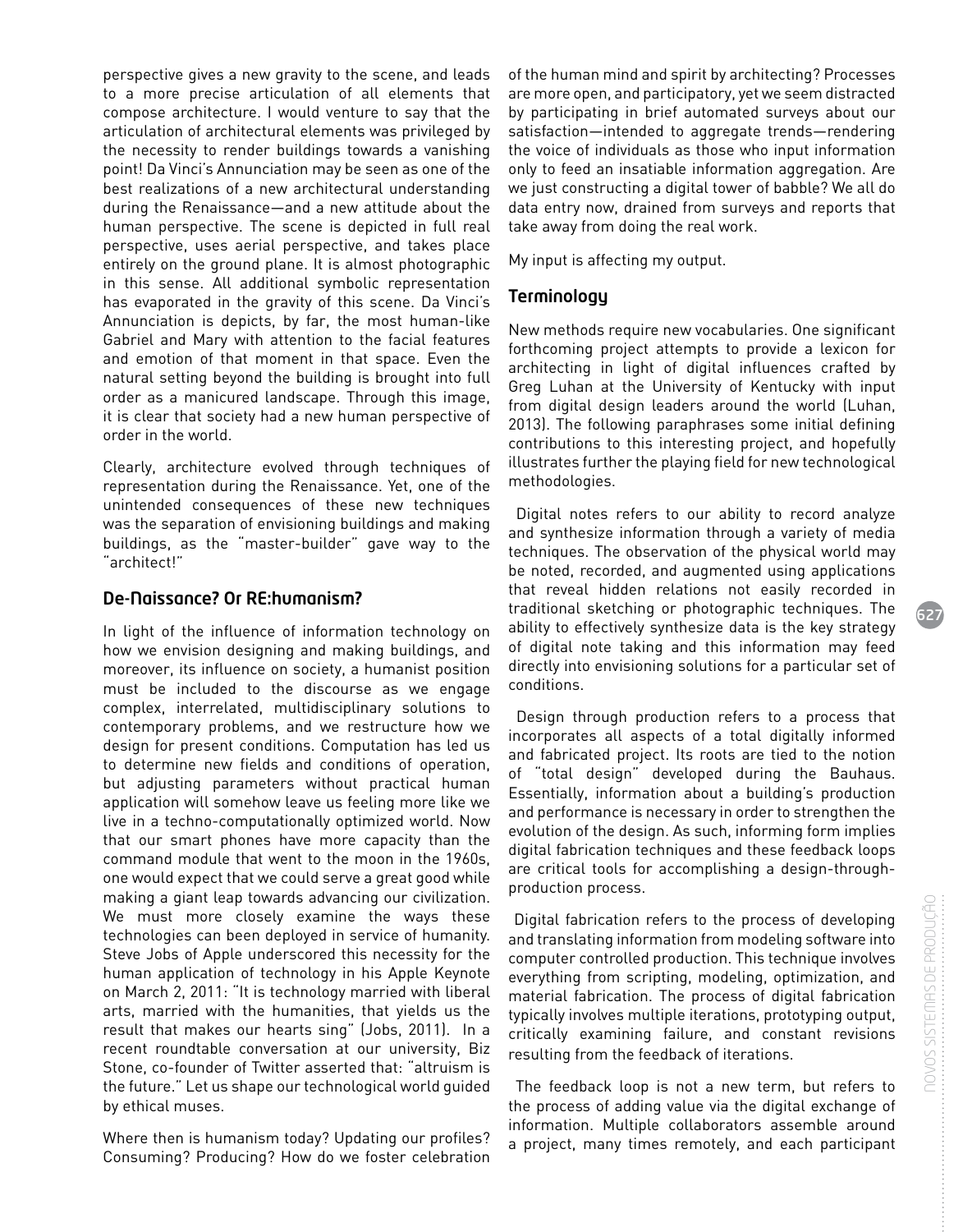perspective gives a new gravity to the scene, and leads to a more precise articulation of all elements that compose architecture. I would venture to say that the articulation of architectural elements was privileged by the necessity to render buildings towards a vanishing point! Da Vinci's Annunciation may be seen as one of the best realizations of a new architectural understanding during the Renaissance—and a new attitude about the human perspective. The scene is depicted in full real perspective, uses aerial perspective, and takes place entirely on the ground plane. It is almost photographic in this sense. All additional symbolic representation has evaporated in the gravity of this scene. Da Vinci's Annunciation is depicts, by far, the most human-like Gabriel and Mary with attention to the facial features and emotion of that moment in that space. Even the natural setting beyond the building is brought into full order as a manicured landscape. Through this image, it is clear that society had a new human perspective of order in the world.

Clearly, architecture evolved through techniques of representation during the Renaissance. Yet, one of the unintended consequences of these new techniques was the separation of envisioning buildings and making buildings, as the "master-builder" gave way to the "architect!"

## De-Naissance? Or RE:humanism?

In light of the influence of information technology on how we envision designing and making buildings, and moreover, its influence on society, a humanist position must be included to the discourse as we engage complex, interrelated, multidisciplinary solutions to contemporary problems, and we restructure how we design for present conditions. Computation has led us to determine new fields and conditions of operation, but adjusting parameters without practical human application will somehow leave us feeling more like we live in a techno-computationally optimized world. Now that our smart phones have more capacity than the command module that went to the moon in the 1960s, one would expect that we could serve a great good while making a giant leap towards advancing our civilization. We must more closely examine the ways these technologies can been deployed in service of humanity. Steve Jobs of Apple underscored this necessity for the human application of technology in his Apple Keynote on March 2, 2011: "It is technology married with liberal arts, married with the humanities, that yields us the result that makes our hearts sing" (Jobs, 2011). In a recent roundtable conversation at our university, Biz Stone, co-founder of Twitter asserted that: "altruism is the future." Let us shape our technological world guided by ethical muses.

Where then is humanism today? Updating our profiles? Consuming? Producing? How do we foster celebration of the human mind and spirit by architecting? Processes are more open, and participatory, yet we seem distracted by participating in brief automated surveys about our satisfaction—intended to aggregate trends—rendering the voice of individuals as those who input information only to feed an insatiable information aggregation. Are we just constructing a digital tower of babble? We all do data entry now, drained from surveys and reports that take away from doing the real work.

My input is affecting my output.

## Terminology

New methods require new vocabularies. One significant forthcoming project attempts to provide a lexicon for architecting in light of digital influences crafted by Greg Luhan at the University of Kentucky with input from digital design leaders around the world (Luhan, 2013). The following paraphrases some initial defining contributions to this interesting project, and hopefully illustrates further the playing field for new technological methodologies.

Digital notes refers to our ability to record analyze and synthesize information through a variety of media techniques. The observation of the physical world may be noted, recorded, and augmented using applications that reveal hidden relations not easily recorded in traditional sketching or photographic techniques. The ability to effectively synthesize data is the key strategy of digital note taking and this information may feed directly into envisioning solutions for a particular set of conditions.

Design through production refers to a process that incorporates all aspects of a total digitally informed and fabricated project. Its roots are tied to the notion of "total design" developed during the Bauhaus. Essentially, information about a building's production and performance is necessary in order to strengthen the evolution of the design. As such, informing form implies digital fabrication techniques and these feedback loops are critical tools for accomplishing a design-through-production process.

Digital fabrication refers to the process of developing and translating information from modeling software into computer controlled production. This technique involves everything from scripting, modeling, optimization, and material fabrication. The process of digital fabrication typically involves multiple iterations, prototyping output, critically examining failure, and constant revisions resulting from the feedback of iterations.

The feedback loop is not a new term, but refers to the process of adding value via the digital exchange of information. Multiple collaborators assemble around a project, many times remotely, and each participant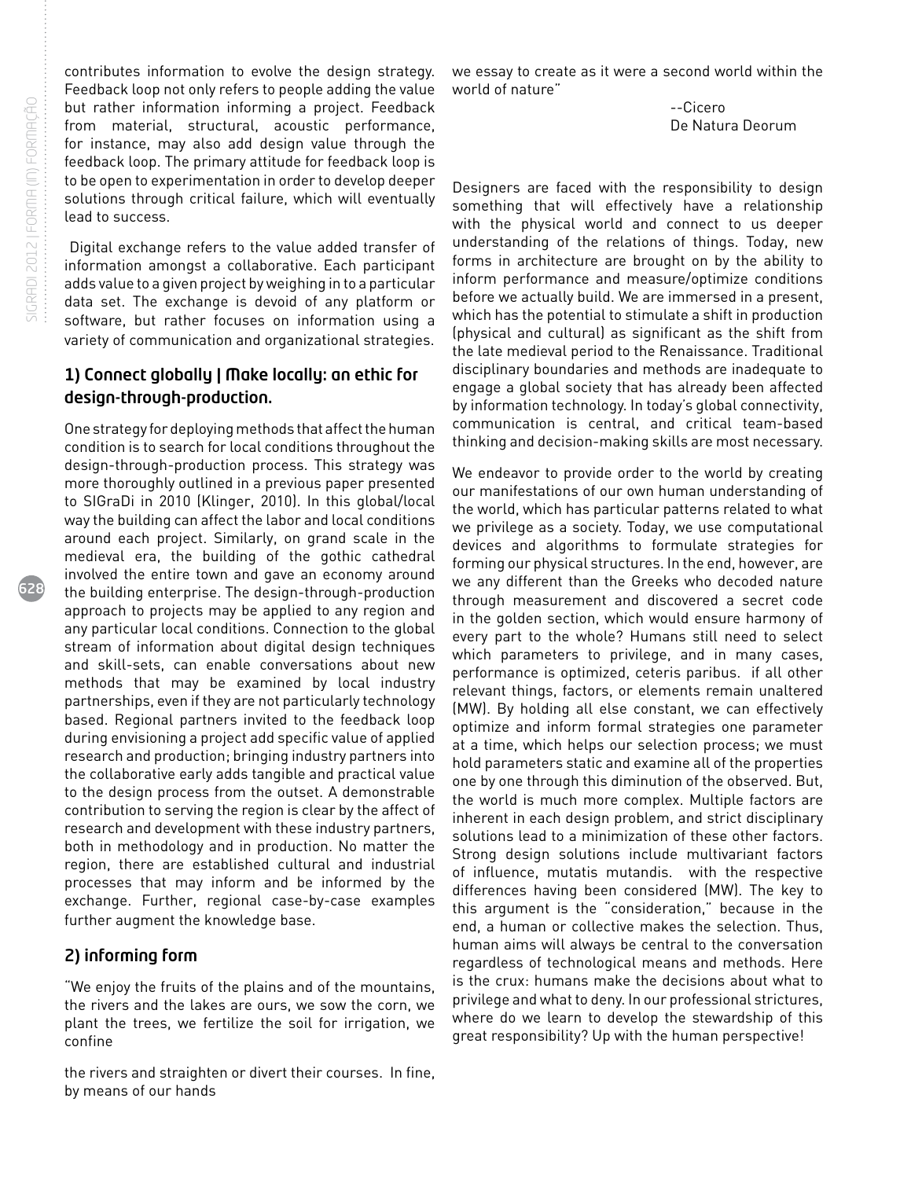contributes information to evolve the design strategy. Feedback loop not only refers to people adding the value but rather information informing a project. Feedback from material, structural, acoustic performance, for instance, may also add design value through the feedback loop. The primary attitude for feedback loop is to be open to experimentation in order to develop deeper solutions through critical failure, which will eventually lead to success.

Digital exchange refers to the value added transfer of information amongst a collaborative. Each participant adds value to a given project by weighing in to a particular data set. The exchange is devoid of any platform or software, but rather focuses on information using a variety of communication and organizational strategies.

## 1) Connect globally | Make locally: an ethic for design-through-production.

One strategy for deploying methods that affect the human condition is to search for local conditions throughout the design-through-production process. This strategy was more thoroughly outlined in a previous paper presented to SIGraDi in 2010 (Klinger, 2010). In this global/local way the building can affect the labor and local conditions around each project. Similarly, on grand scale in the medieval era, the building of the gothic cathedral involved the entire town and gave an economy around the building enterprise. The design-through-production approach to projects may be applied to any region and any particular local conditions. Connection to the global stream of information about digital design techniques and skill-sets, can enable conversations about new methods that may be examined by local industry partnerships, even if they are not particularly technology based. Regional partners invited to the feedback loop during envisioning a project add specific value of applied research and production; bringing industry partners into the collaborative early adds tangible and practical value to the design process from the outset. A demonstrable contribution to serving the region is clear by the affect of research and development with these industry partners, both in methodology and in production. No matter the region, there are established cultural and industrial processes that may inform and be informed by the exchange. Further, regional case-by-case examples further augment the knowledge base.

## 2) informing form

"We enjoy the fruits of the plains and of the mountains, the rivers and the lakes are ours, we sow the corn, we plant the trees, we fertilize the soil for irrigation, we confine

the rivers and straighten or divert their courses. In fine, by means of our hands

we essay to create as it were a second world within the world of nature"

--Cicero
De Natura Deorum

Designers are faced with the responsibility to design something that will effectively have a relationship with the physical world and connect to us deeper understanding of the relations of things. Today, new forms in architecture are brought on by the ability to inform performance and measure/optimize conditions before we actually build. We are immersed in a present, which has the potential to stimulate a shift in production (physical and cultural) as significant as the shift from the late medieval period to the Renaissance. Traditional disciplinary boundaries and methods are inadequate to engage a global society that has already been affected by information technology. In today's global connectivity, communication is central, and critical team-based thinking and decision-making skills are most necessary.

We endeavor to provide order to the world by creating our manifestations of our own human understanding of the world, which has particular patterns related to what we privilege as a society. Today, we use computational devices and algorithms to formulate strategies for forming our physical structures. In the end, however, are we any different than the Greeks who decoded nature through measurement and discovered a secret code in the golden section, which would ensure harmony of every part to the whole? Humans still need to select which parameters to privilege, and in many cases, performance is optimized, ceteris paribus. if all other relevant things, factors, or elements remain unaltered (MW). By holding all else constant, we can effectively optimize and inform formal strategies one parameter at a time, which helps our selection process; we must hold parameters static and examine all of the properties one by one through this diminution of the observed. But, the world is much more complex. Multiple factors are inherent in each design problem, and strict disciplinary solutions lead to a minimization of these other factors. Strong design solutions include multivariant factors of influence, mutatis mutandis. with the respective differences having been considered (MW). The key to this argument is the "consideration," because in the end, a human or collective makes the selection. Thus, human aims will always be central to the conversation regardless of technological means and methods. Here is the crux: humans make the decisions about what to privilege and what to deny. In our professional strictures, where do we learn to develop the stewardship of this great responsibility? Up with the human perspective!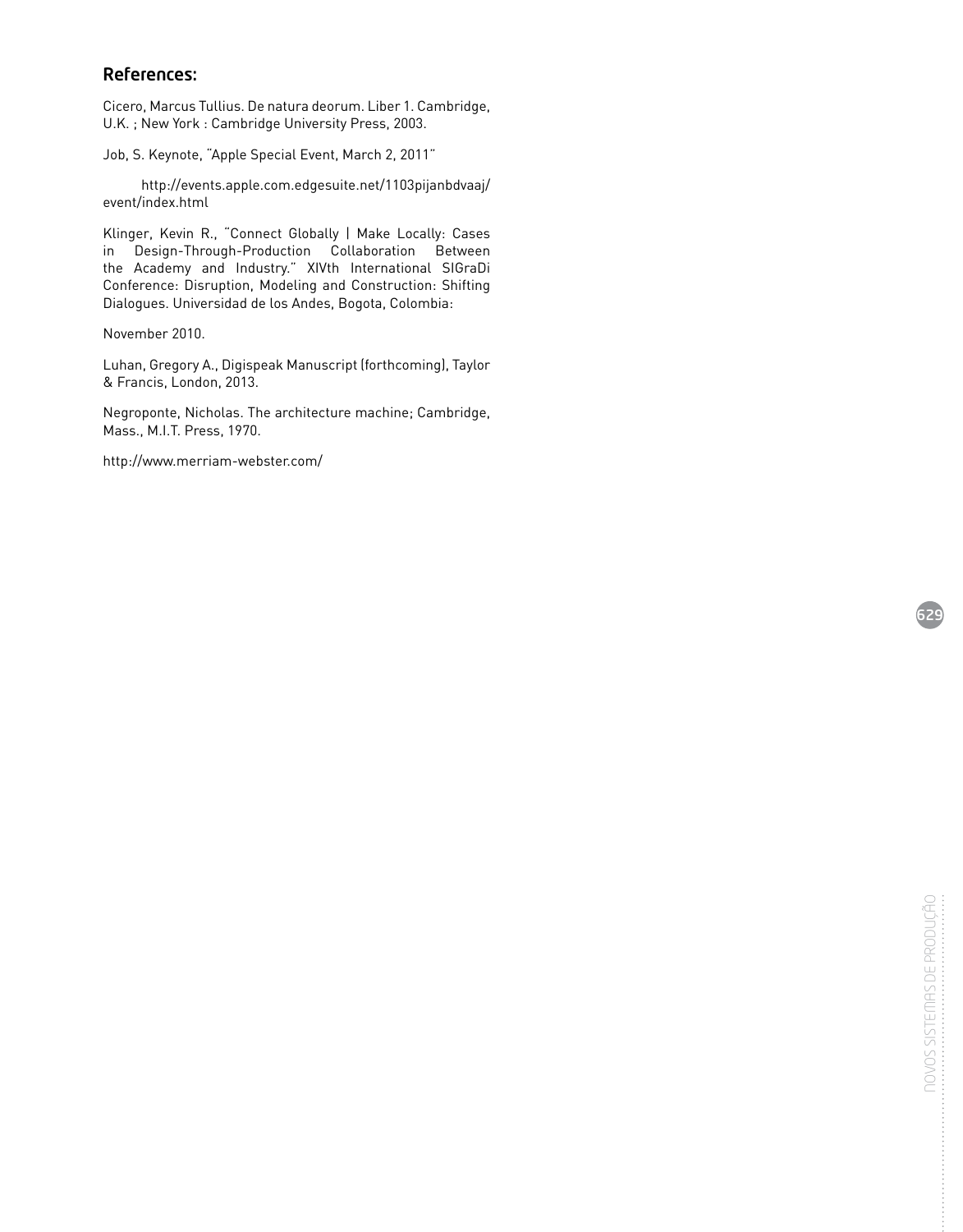## References:

Cicero, Marcus Tullius. De natura deorum. Liber 1. Cambridge, U.K. ; New York : Cambridge University Press, 2003.

Job, S. Keynote, "Apple Special Event, March 2, 2011"

http://events.apple.com.edgesuite.net/1103pijanbdvaaj/event/index.html

Klinger, Kevin R., "Connect Globally | Make Locally: Cases in Design-Through-Production Collaboration Between the Academy and Industry." XIVth International SIGraDi Conference: Disruption, Modeling and Construction: Shifting Dialogues. Universidad de los Andes, Bogota, Colombia:

November 2010.

Luhan, Gregory A., Digispeak Manuscript (forthcoming), Taylor & Francis, London, 2013.

Negroponte, Nicholas. The architecture machine; Cambridge, Mass., M.I.T. Press, 1970.

http://www.merriam-webster.com/